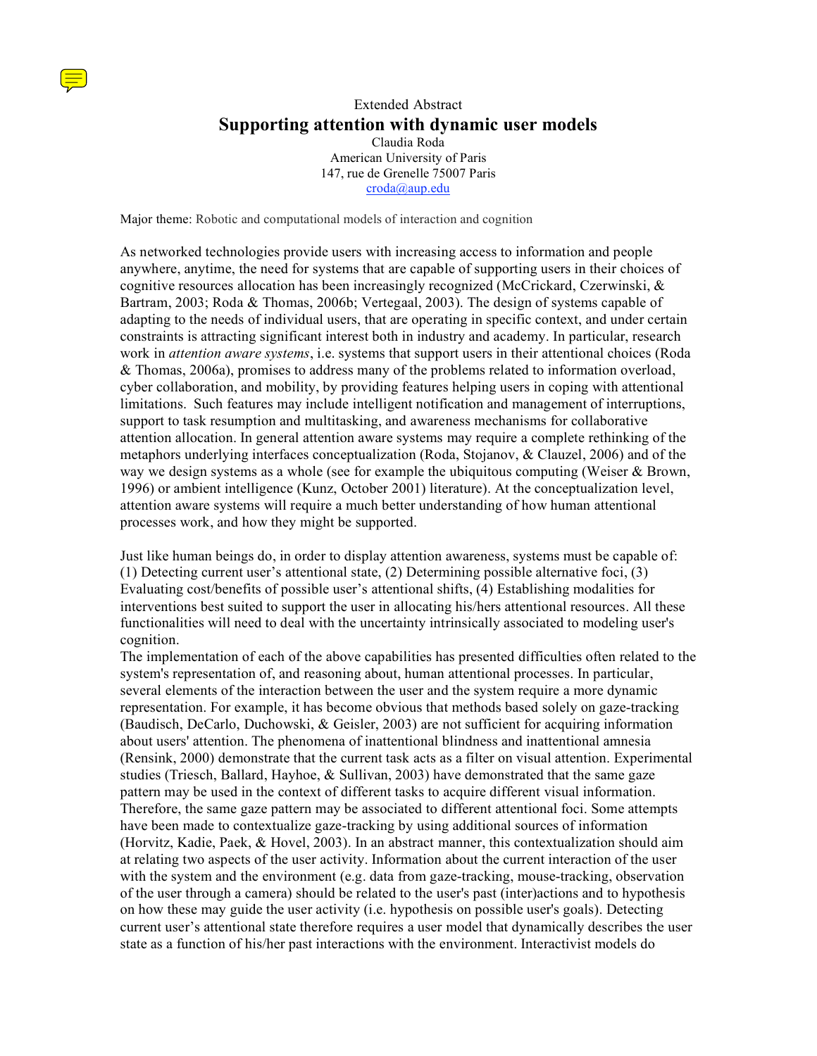Extended Abstract

# Supporting attention with dynamic user models

Claudia Roda
American University of Paris
147, rue de Grenelle 75007 Paris
croda@aup.edu

Major theme: Robotic and computational models of interaction and cognition

As networked technologies provide users with increasing access to information and people anywhere, anytime, the need for systems that are capable of supporting users in their choices of cognitive resources allocation has been increasingly recognized (McCrickard, Czerwinski, & Bartram, 2003; Roda & Thomas, 2006b; Vertegaal, 2003). The design of systems capable of adapting to the needs of individual users, that are operating in specific context, and under certain constraints is attracting significant interest both in industry and academy. In particular, research work in *attention aware systems*, i.e. systems that support users in their attentional choices (Roda & Thomas, 2006a), promises to address many of the problems related to information overload, cyber collaboration, and mobility, by providing features helping users in coping with attentional limitations. Such features may include intelligent notification and management of interruptions, support to task resumption and multitasking, and awareness mechanisms for collaborative attention allocation. In general attention aware systems may require a complete rethinking of the metaphors underlying interfaces conceptualization (Roda, Stojanov, & Clauzel, 2006) and of the way we design systems as a whole (see for example the ubiquitous computing (Weiser & Brown, 1996) or ambient intelligence (Kunz, October 2001) literature). At the conceptualization level, attention aware systems will require a much better understanding of how human attentional processes work, and how they might be supported.

Just like human beings do, in order to display attention awareness, systems must be capable of: (1) Detecting current user's attentional state, (2) Determining possible alternative foci, (3) Evaluating cost/benefits of possible user's attentional shifts, (4) Establishing modalities for interventions best suited to support the user in allocating his/hers attentional resources. All these functionalities will need to deal with the uncertainty intrinsically associated to modeling user's cognition.

The implementation of each of the above capabilities has presented difficulties often related to the system's representation of, and reasoning about, human attentional processes. In particular, several elements of the interaction between the user and the system require a more dynamic representation. For example, it has become obvious that methods based solely on gaze-tracking (Baudisch, DeCarlo, Duchowski, & Geisler, 2003) are not sufficient for acquiring information about users' attention. The phenomena of inattentional blindness and inattentional amnesia (Rensink, 2000) demonstrate that the current task acts as a filter on visual attention. Experimental studies (Triesch, Ballard, Hayhoe, & Sullivan, 2003) have demonstrated that the same gaze pattern may be used in the context of different tasks to acquire different visual information. Therefore, the same gaze pattern may be associated to different attentional foci. Some attempts have been made to contextualize gaze-tracking by using additional sources of information (Horvitz, Kadie, Paek, & Hovel, 2003). In an abstract manner, this contextualization should aim at relating two aspects of the user activity. Information about the current interaction of the user with the system and the environment (e.g. data from gaze-tracking, mouse-tracking, observation of the user through a camera) should be related to the user's past (inter)actions and to hypothesis on how these may guide the user activity (i.e. hypothesis on possible user's goals). Detecting current user's attentional state therefore requires a user model that dynamically describes the user state as a function of his/her past interactions with the environment. Interactivist models do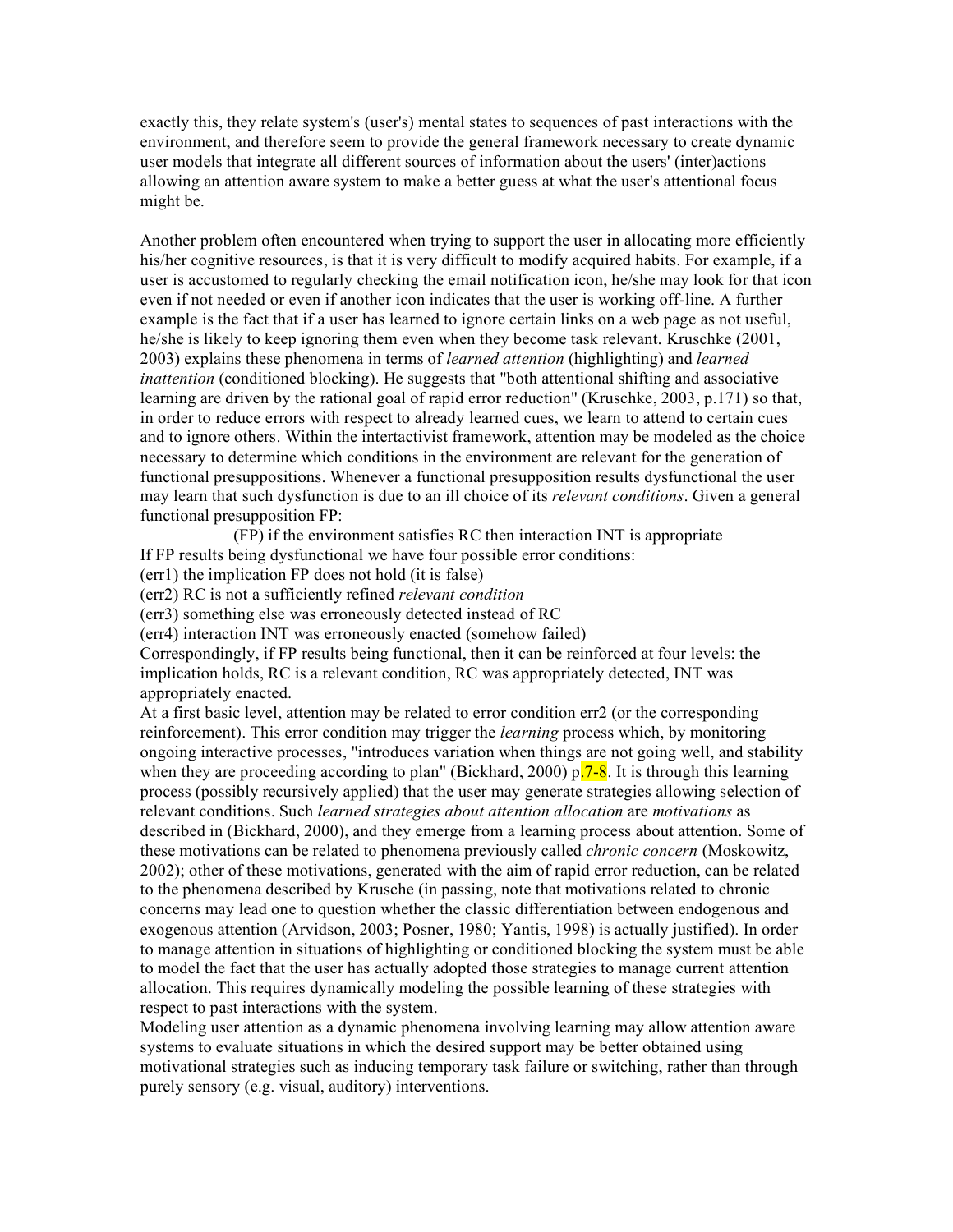exactly this, they relate system's (user's) mental states to sequences of past interactions with the environment, and therefore seem to provide the general framework necessary to create dynamic user models that integrate all different sources of information about the users' (inter)actions allowing an attention aware system to make a better guess at what the user's attentional focus might be.

Another problem often encountered when trying to support the user in allocating more efficiently his/her cognitive resources, is that it is very difficult to modify acquired habits. For example, if a user is accustomed to regularly checking the email notification icon, he/she may look for that icon even if not needed or even if another icon indicates that the user is working off-line. A further example is the fact that if a user has learned to ignore certain links on a web page as not useful, he/she is likely to keep ignoring them even when they become task relevant. Kruschke (2001, 2003) explains these phenomena in terms of *learned attention* (highlighting) and *learned inattention* (conditioned blocking). He suggests that "both attentional shifting and associative learning are driven by the rational goal of rapid error reduction" (Kruschke, 2003, p.171) so that, in order to reduce errors with respect to already learned cues, we learn to attend to certain cues and to ignore others. Within the intertactivist framework, attention may be modeled as the choice necessary to determine which conditions in the environment are relevant for the generation of functional presuppositions. Whenever a functional presupposition results dysfunctional the user may learn that such dysfunction is due to an ill choice of its *relevant conditions*. Given a general functional presupposition FP:

(FP) if the environment satisfies RC then interaction INT is appropriate

If FP results being dysfunctional we have four possible error conditions:

(err1) the implication FP does not hold (it is false)

(err2) RC is not a sufficiently refined *relevant condition*

(err3) something else was erroneously detected instead of RC

(err4) interaction INT was erroneously enacted (somehow failed)

Correspondingly, if FP results being functional, then it can be reinforced at four levels: the implication holds, RC is a relevant condition, RC was appropriately detected, INT was appropriately enacted.

At a first basic level, attention may be related to error condition err2 (or the corresponding reinforcement). This error condition may trigger the *learning* process which, by monitoring ongoing interactive processes, "introduces variation when things are not going well, and stability when they are proceeding according to plan" (Bickhard, 2000) p.7-8. It is through this learning process (possibly recursively applied) that the user may generate strategies allowing selection of relevant conditions. Such *learned strategies about attention allocation* are *motivations* as described in (Bickhard, 2000), and they emerge from a learning process about attention. Some of these motivations can be related to phenomena previously called *chronic concern* (Moskowitz, 2002); other of these motivations, generated with the aim of rapid error reduction, can be related to the phenomena described by Krusche (in passing, note that motivations related to chronic concerns may lead one to question whether the classic differentiation between endogenous and exogenous attention (Arvidson, 2003; Posner, 1980; Yantis, 1998) is actually justified). In order to manage attention in situations of highlighting or conditioned blocking the system must be able to model the fact that the user has actually adopted those strategies to manage current attention allocation. This requires dynamically modeling the possible learning of these strategies with respect to past interactions with the system.

Modeling user attention as a dynamic phenomena involving learning may allow attention aware systems to evaluate situations in which the desired support may be better obtained using motivational strategies such as inducing temporary task failure or switching, rather than through purely sensory (e.g. visual, auditory) interventions.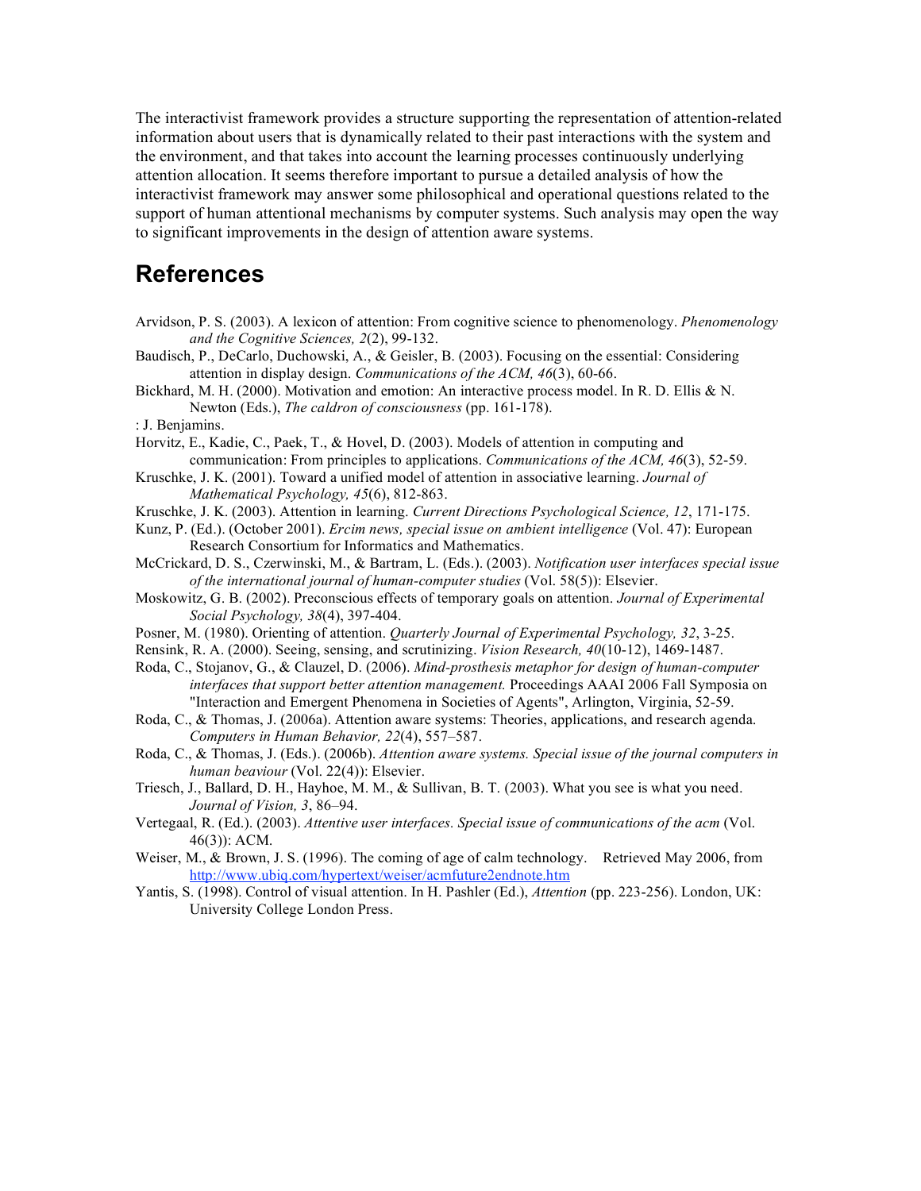The interactivist framework provides a structure supporting the representation of attention-related information about users that is dynamically related to their past interactions with the system and the environment, and that takes into account the learning processes continuously underlying attention allocation. It seems therefore important to pursue a detailed analysis of how the interactivist framework may answer some philosophical and operational questions related to the support of human attentional mechanisms by computer systems. Such analysis may open the way to significant improvements in the design of attention aware systems.

## References

Arvidson, P. S. (2003). A lexicon of attention: From cognitive science to phenomenology. *Phenomenology and the Cognitive Sciences, 2*(2), 99-132.

Baudisch, P., DeCarlo, Duchowski, A., & Geisler, B. (2003). Focusing on the essential: Considering attention in display design. *Communications of the ACM, 46*(3), 60-66.

Bickhard, M. H. (2000). Motivation and emotion: An interactive process model. In R. D. Ellis & N. Newton (Eds.), *The caldron of consciousness* (pp. 161-178).

: J. Benjamins.

Horvitz, E., Kadie, C., Paek, T., & Hovel, D. (2003). Models of attention in computing and communication: From principles to applications. *Communications of the ACM, 46*(3), 52-59.

Kruschke, J. K. (2001). Toward a unified model of attention in associative learning. *Journal of Mathematical Psychology, 45*(6), 812-863.

Kruschke, J. K. (2003). Attention in learning. *Current Directions Psychological Science, 12*, 171-175.

Kunz, P. (Ed.). (October 2001). *Ercim news, special issue on ambient intelligence* (Vol. 47): European Research Consortium for Informatics and Mathematics.

McCrickard, D. S., Czerwinski, M., & Bartram, L. (Eds.). (2003). *Notification user interfaces special issue of the international journal of human-computer studies* (Vol. 58(5)): Elsevier.

Moskowitz, G. B. (2002). Preconscious effects of temporary goals on attention. *Journal of Experimental Social Psychology, 38*(4), 397-404.

Posner, M. (1980). Orienting of attention. *Quarterly Journal of Experimental Psychology, 32*, 3-25.

Rensink, R. A. (2000). Seeing, sensing, and scrutinizing. *Vision Research, 40*(10-12), 1469-1487.

Roda, C., Stojanov, G., & Clauzel, D. (2006). *Mind-prosthesis metaphor for design of human-computer interfaces that support better attention management.* Proceedings AAAI 2006 Fall Symposia on "Interaction and Emergent Phenomena in Societies of Agents", Arlington, Virginia, 52-59.

Roda, C., & Thomas, J. (2006a). Attention aware systems: Theories, applications, and research agenda. *Computers in Human Behavior, 22*(4), 557–587.

Roda, C., & Thomas, J. (Eds.). (2006b). *Attention aware systems. Special issue of the journal computers in human beaviour* (Vol. 22(4)): Elsevier.

Triesch, J., Ballard, D. H., Hayhoe, M. M., & Sullivan, B. T. (2003). What you see is what you need. *Journal of Vision, 3*, 86–94.

Vertegaal, R. (Ed.). (2003). *Attentive user interfaces. Special issue of communications of the acm* (Vol. 46(3)): ACM.

Weiser, M., & Brown, J. S. (1996). The coming of age of calm technology. Retrieved May 2006, from http://www.ubiq.com/hypertext/weiser/acmfuture2endnote.htm

Yantis, S. (1998). Control of visual attention. In H. Pashler (Ed.), *Attention* (pp. 223-256). London, UK: University College London Press.